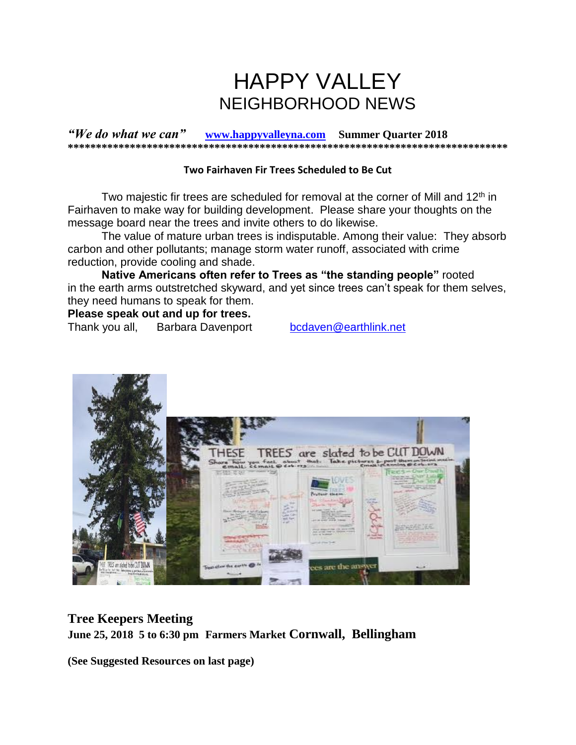# HAPPY VALLEY
## NEIGHBORHOOD NEWS

***"We do what we can"*** **www.happyvalleyna.com** **Summer Quarter 2018**

**\*\*\*\*\*\*\*\*\*\*\*\*\*\*\*\*\*\*\*\*\*\*\*\*\*\*\*\*\*\*\*\*\*\*\*\*\*\*\*\*\*\*\*\*\*\*\*\*\*\*\*\*\*\*\*\*\*\*\*\*\*\*\*\*\*\*\*\*\*\*\*\*\*\*\*\***

### Two Fairhaven Fir Trees Scheduled to Be Cut

Two majestic fir trees are scheduled for removal at the corner of Mill and 12th in Fairhaven to make way for building development. Please share your thoughts on the message board near the trees and invite others to do likewise.

The value of mature urban trees is indisputable. Among their value: They absorb carbon and other pollutants; manage storm water runoff, associated with crime reduction, provide cooling and shade.

**Native Americans often refer to Trees as "the standing people"** rooted in the earth arms outstretched skyward, and yet since trees can't speak for them selves, they need humans to speak for them.

**Please speak out and up for trees.**

Thank you all, Barbara Davenport bcdaven@earthlink.net

## Tree Keepers Meeting

**June 25, 2018 5 to 6:30 pm Farmers Market Cornwall, Bellingham**

**(See Suggested Resources on last page)**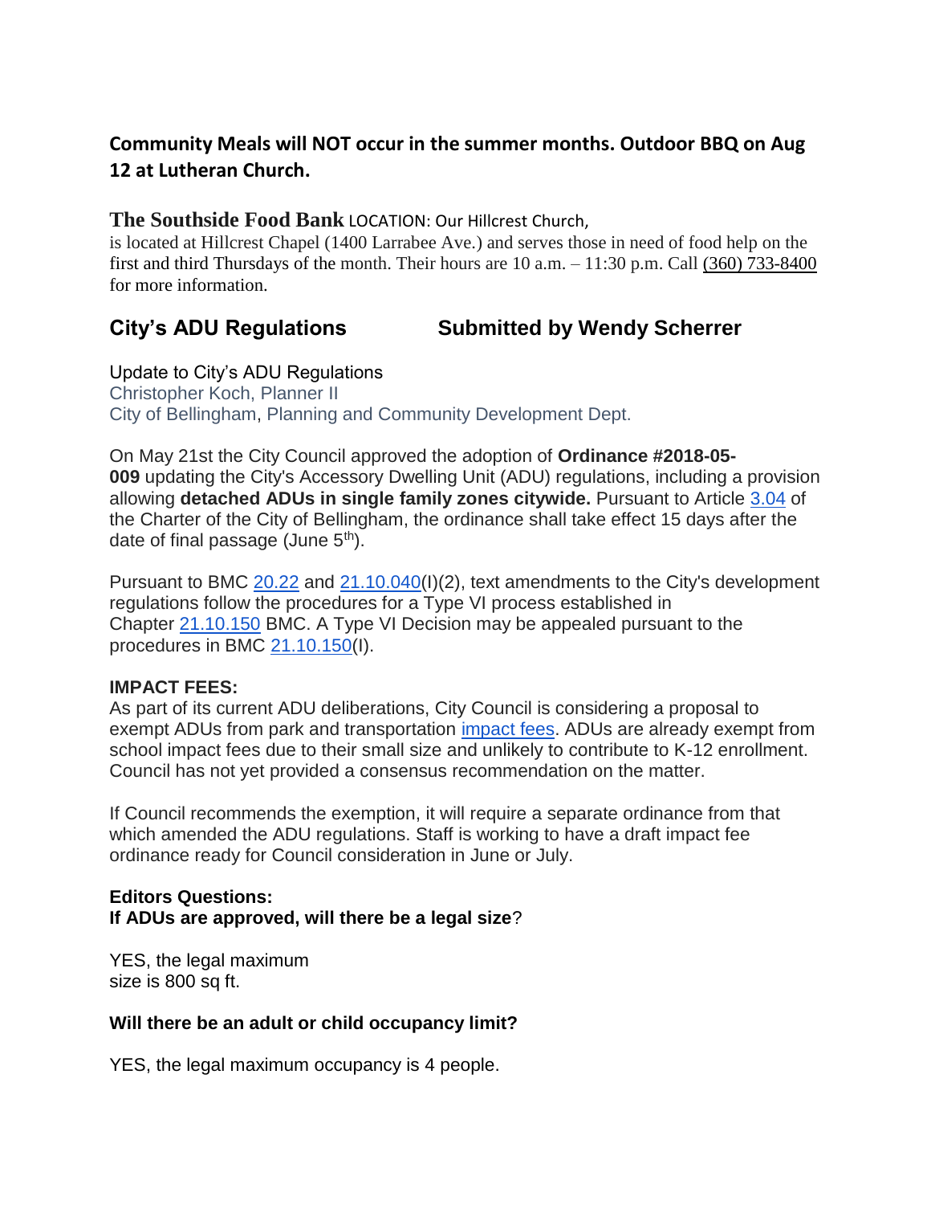**Community Meals will NOT occur in the summer months. Outdoor BBQ on Aug 12 at Lutheran Church.**

**The Southside Food Bank** LOCATION: Our Hillcrest Church,
is located at Hillcrest Chapel (1400 Larrabee Ave.) and serves those in need of food help on the first and third Thursdays of the month. Their hours are 10 a.m. – 11:30 p.m. Call (360) 733-8400 for more information.

## City's ADU Regulations    Submitted by Wendy Scherrer

Update to City's ADU Regulations
Christopher Koch, Planner II
City of Bellingham, Planning and Community Development Dept.

On May 21st the City Council approved the adoption of **Ordinance #2018-05-009** updating the City's Accessory Dwelling Unit (ADU) regulations, including a provision allowing **detached ADUs in single family zones citywide.** Pursuant to Article 3.04 of the Charter of the City of Bellingham, the ordinance shall take effect 15 days after the date of final passage (June 5th).

Pursuant to BMC 20.22 and 21.10.040(I)(2), text amendments to the City's development regulations follow the procedures for a Type VI process established in Chapter 21.10.150 BMC. A Type VI Decision may be appealed pursuant to the procedures in BMC 21.10.150(I).

**IMPACT FEES:**
As part of its current ADU deliberations, City Council is considering a proposal to exempt ADUs from park and transportation impact fees. ADUs are already exempt from school impact fees due to their small size and unlikely to contribute to K-12 enrollment. Council has not yet provided a consensus recommendation on the matter.

If Council recommends the exemption, it will require a separate ordinance from that which amended the ADU regulations. Staff is working to have a draft impact fee ordinance ready for Council consideration in June or July.

**Editors Questions:**
**If ADUs are approved, will there be a legal size**?

YES, the legal maximum
size is 800 sq ft.

**Will there be an adult or child occupancy limit?**

YES, the legal maximum occupancy is 4 people.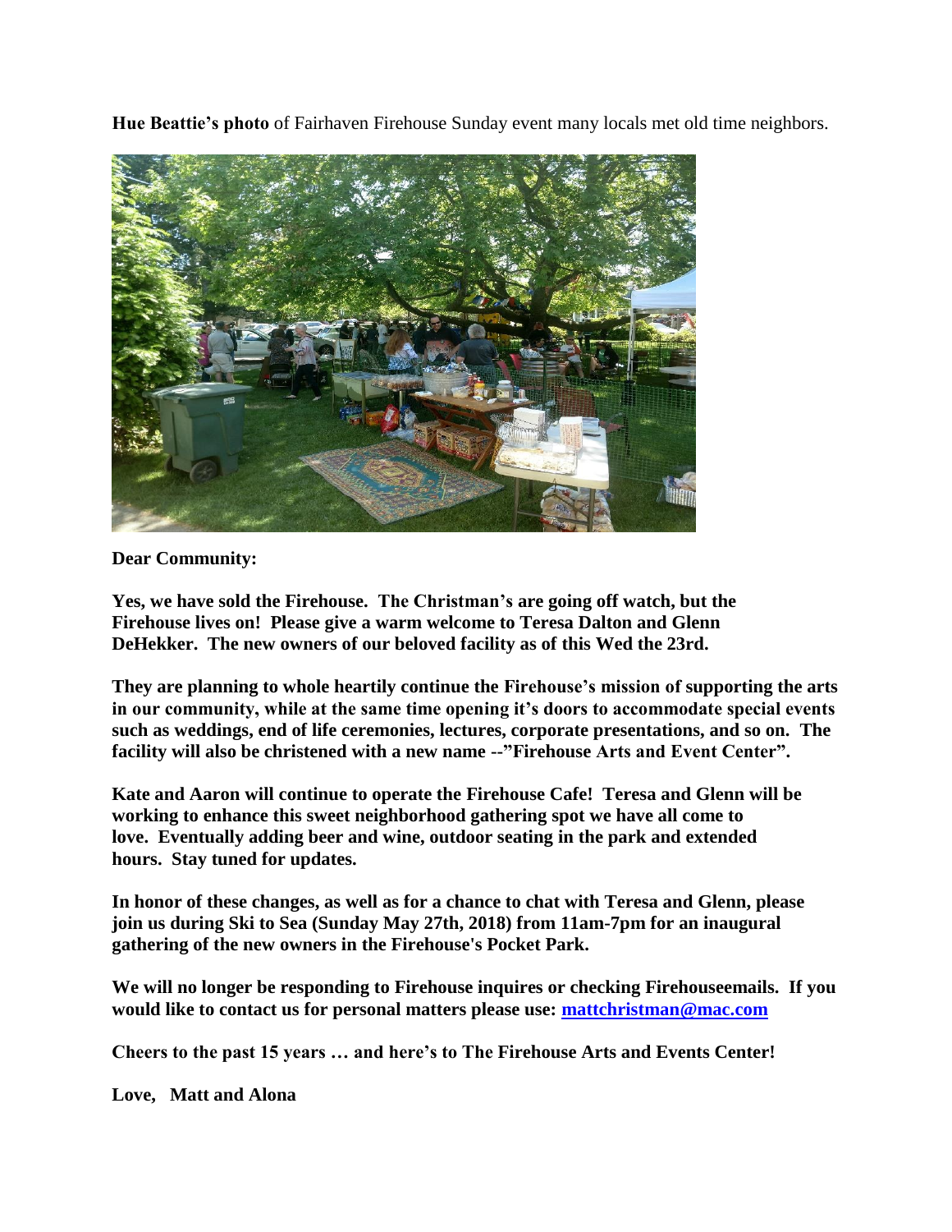**Hue Beattie's photo** of Fairhaven Firehouse Sunday event many locals met old time neighbors.

**Dear Community:**

**Yes, we have sold the Firehouse. The Christman's are going off watch, but the Firehouse lives on! Please give a warm welcome to Teresa Dalton and Glenn DeHekker. The new owners of our beloved facility as of this Wed the 23rd.**

**They are planning to whole heartily continue the Firehouse's mission of supporting the arts in our community, while at the same time opening it's doors to accommodate special events such as weddings, end of life ceremonies, lectures, corporate presentations, and so on. The facility will also be christened with a new name --"Firehouse Arts and Event Center".**

**Kate and Aaron will continue to operate the Firehouse Cafe! Teresa and Glenn will be working to enhance this sweet neighborhood gathering spot we have all come to love. Eventually adding beer and wine, outdoor seating in the park and extended hours. Stay tuned for updates.**

**In honor of these changes, as well as for a chance to chat with Teresa and Glenn, please join us during Ski to Sea (Sunday May 27th, 2018) from 11am-7pm for an inaugural gathering of the new owners in the Firehouse's Pocket Park.**

**We will no longer be responding to Firehouse inquires or checking Firehouseemails. If you would like to contact us for personal matters please use: [mattchristman@mac.com](mailto:mattchristman@mac.com)**

**Cheers to the past 15 years … and here's to The Firehouse Arts and Events Center!**

**Love, Matt and Alona**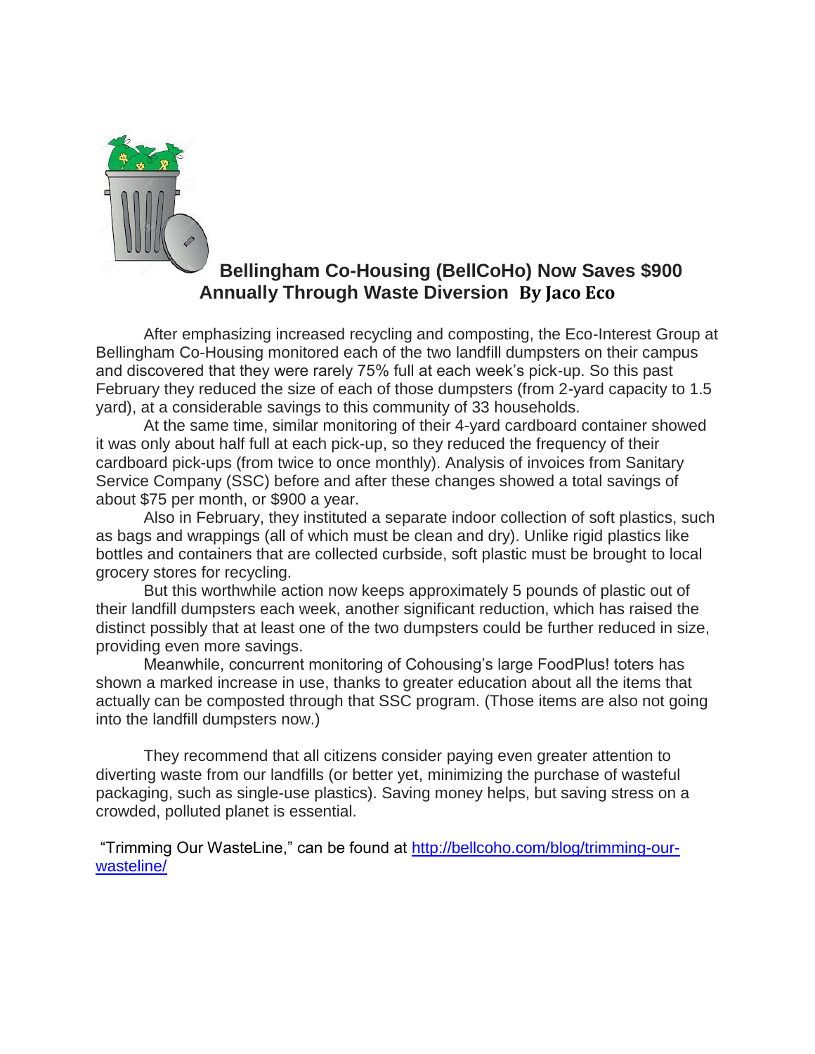## Bellingham Co-Housing (BellCoHo) Now Saves $900 Annually Through Waste Diversion **By Jaco Eco**

After emphasizing increased recycling and composting, the Eco-Interest Group at Bellingham Co-Housing monitored each of the two landfill dumpsters on their campus and discovered that they were rarely 75% full at each week's pick-up. So this past February they reduced the size of each of those dumpsters (from 2-yard capacity to 1.5 yard), at a considerable savings to this community of 33 households.

At the same time, similar monitoring of their 4-yard cardboard container showed it was only about half full at each pick-up, so they reduced the frequency of their cardboard pick-ups (from twice to once monthly). Analysis of invoices from Sanitary Service Company (SSC) before and after these changes showed a total savings of about $75 per month, or $900 a year.

Also in February, they instituted a separate indoor collection of soft plastics, such as bags and wrappings (all of which must be clean and dry). Unlike rigid plastics like bottles and containers that are collected curbside, soft plastic must be brought to local grocery stores for recycling.

But this worthwhile action now keeps approximately 5 pounds of plastic out of their landfill dumpsters each week, another significant reduction, which has raised the distinct possibly that at least one of the two dumpsters could be further reduced in size, providing even more savings.

Meanwhile, concurrent monitoring of Cohousing's large FoodPlus! toters has shown a marked increase in use, thanks to greater education about all the items that actually can be composted through that SSC program. (Those items are also not going into the landfill dumpsters now.)

They recommend that all citizens consider paying even greater attention to diverting waste from our landfills (or better yet, minimizing the purchase of wasteful packaging, such as single-use plastics). Saving money helps, but saving stress on a crowded, polluted planet is essential.

"Trimming Our WasteLine," can be found at [http://bellcoho.com/blog/trimming-our-wasteline/](http://bellcoho.com/blog/trimming-our-wasteline/)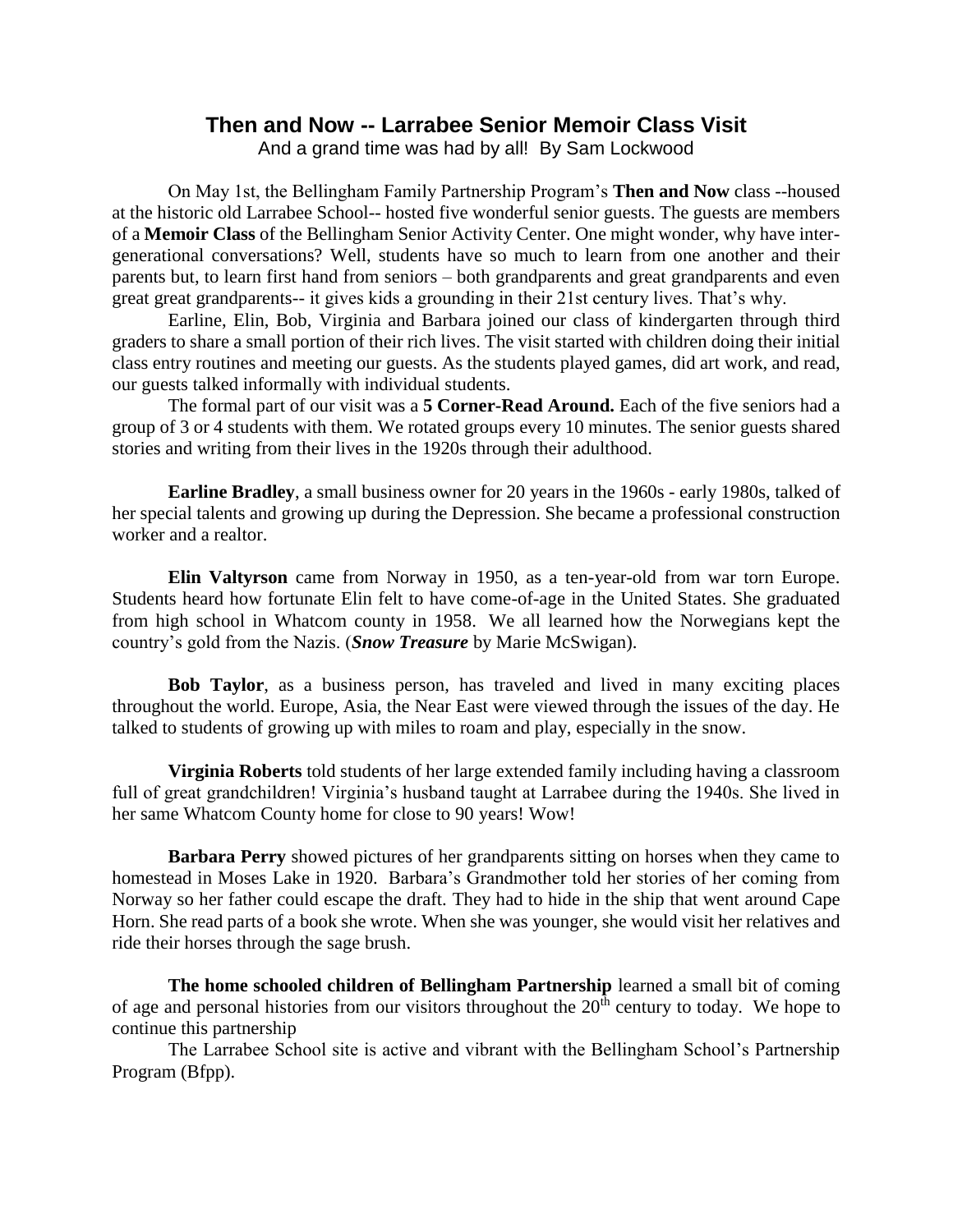## Then and Now -- Larrabee Senior Memoir Class Visit

And a grand time was had by all! By Sam Lockwood

On May 1st, the Bellingham Family Partnership Program's **Then and Now** class --housed at the historic old Larrabee School-- hosted five wonderful senior guests. The guests are members of a **Memoir Class** of the Bellingham Senior Activity Center. One might wonder, why have inter-generational conversations? Well, students have so much to learn from one another and their parents but, to learn first hand from seniors – both grandparents and great grandparents and even great great grandparents-- it gives kids a grounding in their 21st century lives. That's why.

Earline, Elin, Bob, Virginia and Barbara joined our class of kindergarten through third graders to share a small portion of their rich lives. The visit started with children doing their initial class entry routines and meeting our guests. As the students played games, did art work, and read, our guests talked informally with individual students.

The formal part of our visit was a **5 Corner-Read Around.** Each of the five seniors had a group of 3 or 4 students with them. We rotated groups every 10 minutes. The senior guests shared stories and writing from their lives in the 1920s through their adulthood.

**Earline Bradley**, a small business owner for 20 years in the 1960s - early 1980s, talked of her special talents and growing up during the Depression. She became a professional construction worker and a realtor.

**Elin Valtyrson** came from Norway in 1950, as a ten-year-old from war torn Europe. Students heard how fortunate Elin felt to have come-of-age in the United States. She graduated from high school in Whatcom county in 1958. We all learned how the Norwegians kept the country's gold from the Nazis. (***Snow Treasure*** by Marie McSwigan).

**Bob Taylor**, as a business person, has traveled and lived in many exciting places throughout the world. Europe, Asia, the Near East were viewed through the issues of the day. He talked to students of growing up with miles to roam and play, especially in the snow.

**Virginia Roberts** told students of her large extended family including having a classroom full of great grandchildren! Virginia's husband taught at Larrabee during the 1940s. She lived in her same Whatcom County home for close to 90 years! Wow!

**Barbara Perry** showed pictures of her grandparents sitting on horses when they came to homestead in Moses Lake in 1920. Barbara's Grandmother told her stories of her coming from Norway so her father could escape the draft. They had to hide in the ship that went around Cape Horn. She read parts of a book she wrote. When she was younger, she would visit her relatives and ride their horses through the sage brush.

**The home schooled children of Bellingham Partnership** learned a small bit of coming of age and personal histories from our visitors throughout the 20th century to today. We hope to continue this partnership

The Larrabee School site is active and vibrant with the Bellingham School's Partnership Program (Bfpp).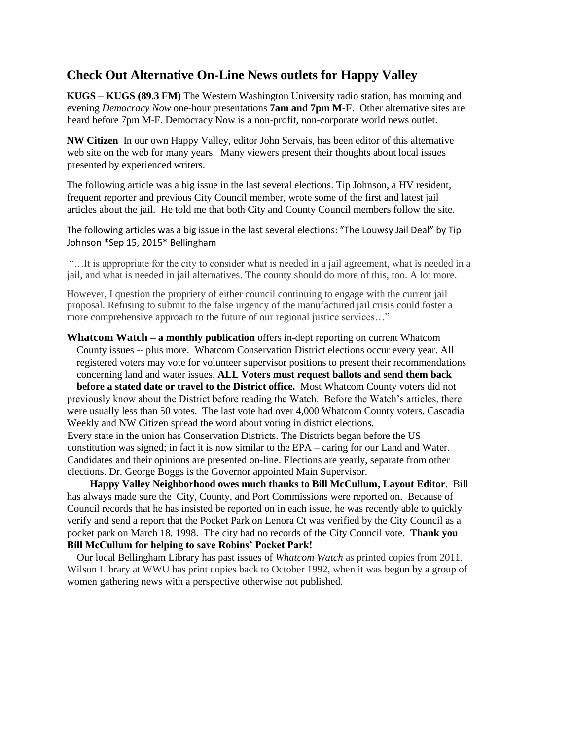## Check Out Alternative On-Line News outlets for Happy Valley

**KUGS – KUGS (89.3 FM)** The Western Washington University radio station, has morning and evening *Democracy Now* one-hour presentations **7am and 7pm M-F**. Other alternative sites are heard before 7pm M-F. Democracy Now is a non-profit, non-corporate world news outlet.

**NW Citizen** In our own Happy Valley, editor John Servais, has been editor of this alternative web site on the web for many years. Many viewers present their thoughts about local issues presented by experienced writers.

The following article was a big issue in the last several elections. Tip Johnson, a HV resident, frequent reporter and previous City Council member, wrote some of the first and latest jail articles about the jail. He told me that both City and County Council members follow the site.

The following articles was a big issue in the last several elections: "The Louwsy Jail Deal" by Tip Johnson *Sep 15, 2015* Bellingham

"…It is appropriate for the city to consider what is needed in a jail agreement, what is needed in a jail, and what is needed in jail alternatives. The county should do more of this, too. A lot more.

However, I question the propriety of either council continuing to engage with the current jail proposal. Refusing to submit to the false urgency of the manufactured jail crisis could foster a more comprehensive approach to the future of our regional justice services…"

**Whatcom Watch – a monthly publication** offers in-dept reporting on current Whatcom County issues -- plus more. Whatcom Conservation District elections occur every year. All registered voters may vote for volunteer supervisor positions to present their recommendations concerning land and water issues. **ALL Voters must request ballots and send them back before a stated date or travel to the District office.** Most Whatcom County voters did not previously know about the District before reading the Watch. Before the Watch's articles, there were usually less than 50 votes. The last vote had over 4,000 Whatcom County voters. Cascadia Weekly and NW Citizen spread the word about voting in district elections.

Every state in the union has Conservation Districts. The Districts began before the US constitution was signed; in fact it is now similar to the EPA – caring for our Land and Water. Candidates and their opinions are presented on-line. Elections are yearly, separate from other elections. Dr. George Boggs is the Governor appointed Main Supervisor.

**Happy Valley Neighborhood owes much thanks to Bill McCullum, Layout Editor**. Bill has always made sure the City, County, and Port Commissions were reported on. Because of Council records that he has insisted be reported on in each issue, he was recently able to quickly verify and send a report that the Pocket Park on Lenora Ct was verified by the City Council as a pocket park on March 18, 1998. The city had no records of the City Council vote. **Thank you Bill McCullum for helping to save Robins' Pocket Park!**

Our local Bellingham Library has past issues of *Whatcom Watch* as printed copies from 2011. Wilson Library at WWU has print copies back to October 1992, when it was begun by a group of women gathering news with a perspective otherwise not published.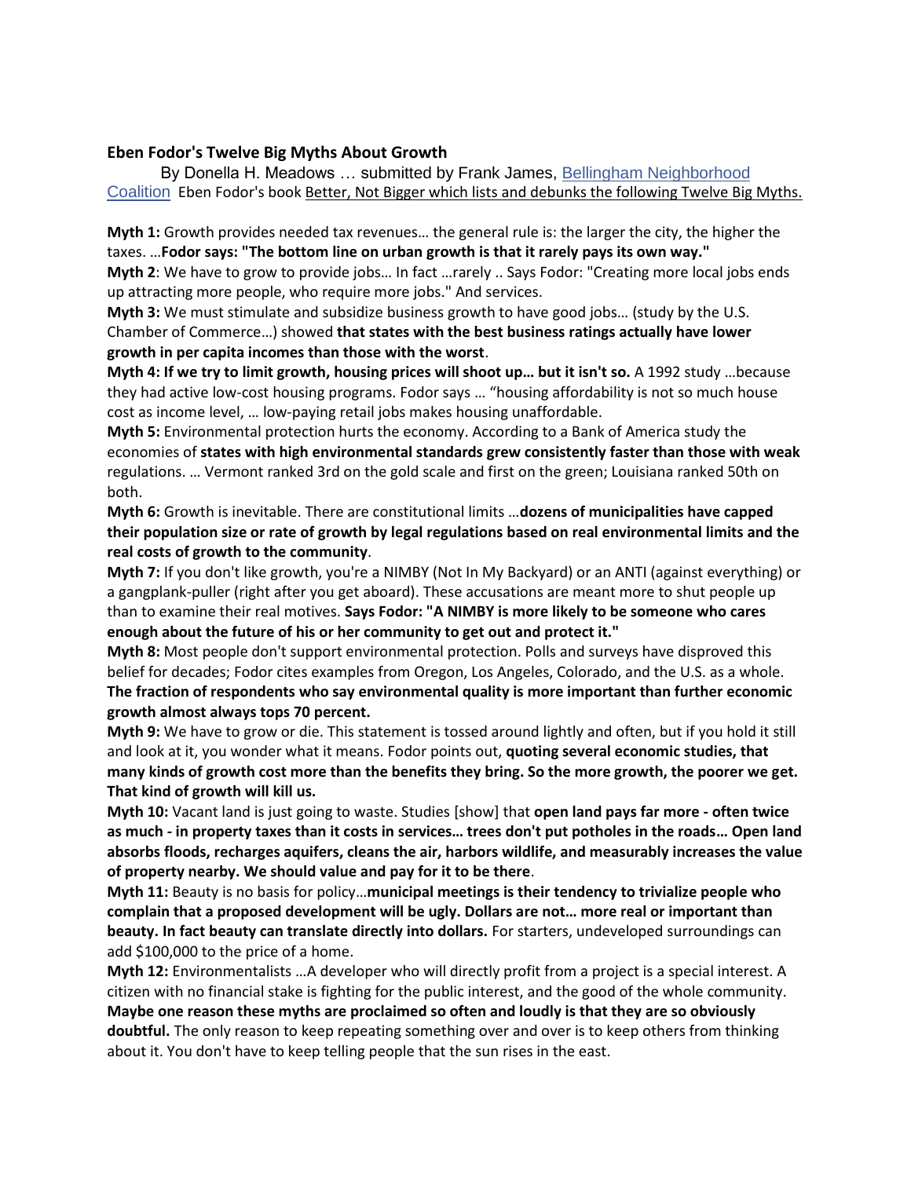### Eben Fodor's Twelve Big Myths About Growth

By Donella H. Meadows … submitted by Frank James, Bellingham Neighborhood Coalition Eben Fodor's book Better, Not Bigger which lists and debunks the following Twelve Big Myths.

**Myth 1:** Growth provides needed tax revenues… the general rule is: the larger the city, the higher the taxes. …**Fodor says: "The bottom line on urban growth is that it rarely pays its own way."**
**Myth 2**: We have to grow to provide jobs… In fact …rarely .. Says Fodor: "Creating more local jobs ends up attracting more people, who require more jobs." And services.
**Myth 3:** We must stimulate and subsidize business growth to have good jobs… (study by the U.S. Chamber of Commerce…) showed **that states with the best business ratings actually have lower growth in per capita incomes than those with the worst**.
**Myth 4: If we try to limit growth, housing prices will shoot up… but it isn't so.** A 1992 study …because they had active low-cost housing programs. Fodor says … "housing affordability is not so much house cost as income level, … low-paying retail jobs makes housing unaffordable.
**Myth 5:** Environmental protection hurts the economy. According to a Bank of America study the economies of **states with high environmental standards grew consistently faster than those with weak** regulations. … Vermont ranked 3rd on the gold scale and first on the green; Louisiana ranked 50th on both.
**Myth 6:** Growth is inevitable. There are constitutional limits …**dozens of municipalities have capped their population size or rate of growth by legal regulations based on real environmental limits and the real costs of growth to the community**.
**Myth 7:** If you don't like growth, you're a NIMBY (Not In My Backyard) or an ANTI (against everything) or a gangplank-puller (right after you get aboard). These accusations are meant more to shut people up than to examine their real motives. **Says Fodor: "A NIMBY is more likely to be someone who cares enough about the future of his or her community to get out and protect it."**
**Myth 8:** Most people don't support environmental protection. Polls and surveys have disproved this belief for decades; Fodor cites examples from Oregon, Los Angeles, Colorado, and the U.S. as a whole. **The fraction of respondents who say environmental quality is more important than further economic growth almost always tops 70 percent.**
**Myth 9:** We have to grow or die. This statement is tossed around lightly and often, but if you hold it still and look at it, you wonder what it means. Fodor points out, **quoting several economic studies, that many kinds of growth cost more than the benefits they bring. So the more growth, the poorer we get. That kind of growth will kill us.**
**Myth 10:** Vacant land is just going to waste. Studies [show] that **open land pays far more - often twice as much - in property taxes than it costs in services… trees don't put potholes in the roads… Open land absorbs floods, recharges aquifers, cleans the air, harbors wildlife, and measurably increases the value of property nearby. We should value and pay for it to be there**.
**Myth 11:** Beauty is no basis for policy…**municipal meetings is their tendency to trivialize people who complain that a proposed development will be ugly. Dollars are not… more real or important than beauty. In fact beauty can translate directly into dollars.** For starters, undeveloped surroundings can add $100,000 to the price of a home.
**Myth 12:** Environmentalists …A developer who will directly profit from a project is a special interest. A citizen with no financial stake is fighting for the public interest, and the good of the whole community.
**Maybe one reason these myths are proclaimed so often and loudly is that they are so obviously doubtful.** The only reason to keep repeating something over and over is to keep others from thinking about it. You don't have to keep telling people that the sun rises in the east.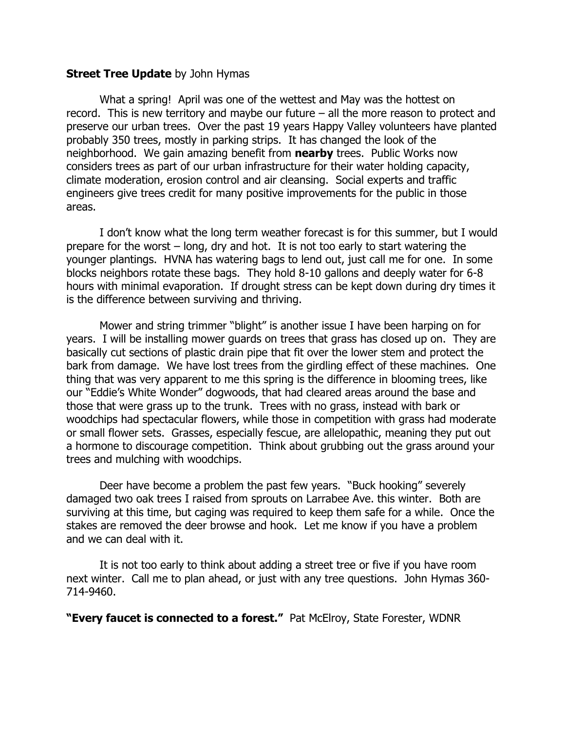**Street Tree Update** by John Hymas

What a spring! April was one of the wettest and May was the hottest on record. This is new territory and maybe our future – all the more reason to protect and preserve our urban trees. Over the past 19 years Happy Valley volunteers have planted probably 350 trees, mostly in parking strips. It has changed the look of the neighborhood. We gain amazing benefit from **nearby** trees. Public Works now considers trees as part of our urban infrastructure for their water holding capacity, climate moderation, erosion control and air cleansing. Social experts and traffic engineers give trees credit for many positive improvements for the public in those areas.

I don't know what the long term weather forecast is for this summer, but I would prepare for the worst – long, dry and hot. It is not too early to start watering the younger plantings. HVNA has watering bags to lend out, just call me for one. In some blocks neighbors rotate these bags. They hold 8-10 gallons and deeply water for 6-8 hours with minimal evaporation. If drought stress can be kept down during dry times it is the difference between surviving and thriving.

Mower and string trimmer "blight" is another issue I have been harping on for years. I will be installing mower guards on trees that grass has closed up on. They are basically cut sections of plastic drain pipe that fit over the lower stem and protect the bark from damage. We have lost trees from the girdling effect of these machines. One thing that was very apparent to me this spring is the difference in blooming trees, like our "Eddie's White Wonder" dogwoods, that had cleared areas around the base and those that were grass up to the trunk. Trees with no grass, instead with bark or woodchips had spectacular flowers, while those in competition with grass had moderate or small flower sets. Grasses, especially fescue, are allelopathic, meaning they put out a hormone to discourage competition. Think about grubbing out the grass around your trees and mulching with woodchips.

Deer have become a problem the past few years. "Buck hooking" severely damaged two oak trees I raised from sprouts on Larrabee Ave. this winter. Both are surviving at this time, but caging was required to keep them safe for a while. Once the stakes are removed the deer browse and hook. Let me know if you have a problem and we can deal with it.

It is not too early to think about adding a street tree or five if you have room next winter. Call me to plan ahead, or just with any tree questions. John Hymas 360-714-9460.

**"Every faucet is connected to a forest."** Pat McElroy, State Forester, WDNR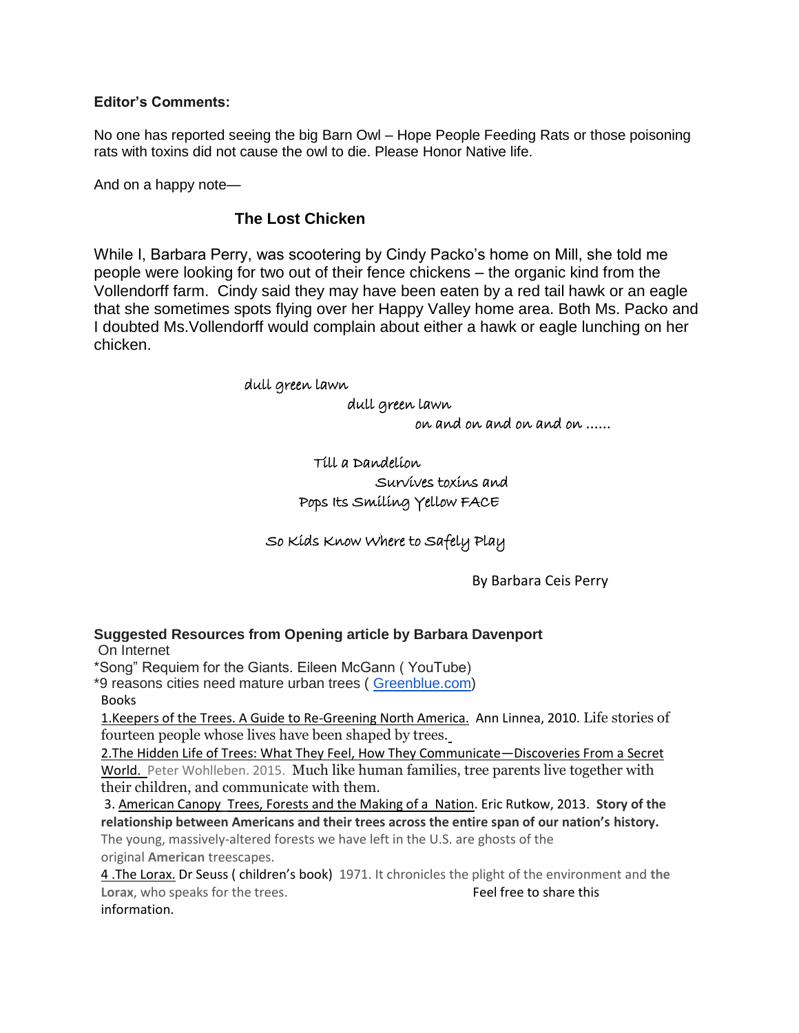**Editor's Comments:**

No one has reported seeing the big Barn Owl – Hope People Feeding Rats or those poisoning rats with toxins did not cause the owl to die. Please Honor Native life.

And on a happy note—

## The Lost Chicken

While I, Barbara Perry, was scootering by Cindy Packo's home on Mill, she told me people were looking for two out of their fence chickens – the organic kind from the Vollendorff farm. Cindy said they may have been eaten by a red tail hawk or an eagle that she sometimes spots flying over her Happy Valley home area. Both Ms. Packo and I doubted Ms.Vollendorff would complain about either a hawk or eagle lunching on her chicken.

dull green lawn
dull green lawn
on and on and on and on ......

Till a Dandelion
Survives toxins and
Pops Its Smiling Yellow FACE

So Kids Know Where to Safely Play

By Barbara Ceis Perry

**Suggested Resources from Opening article by Barbara Davenport**

On Internet

*Song" Requiem for the Giants. Eileen McGann ( YouTube)

*9 reasons cities need mature urban trees ( Greenblue.com)

Books

1.Keepers of the Trees. A Guide to Re-Greening North America. Ann Linnea, 2010. Life stories of fourteen people whose lives have been shaped by trees.

2.The Hidden Life of Trees: What They Feel, How They Communicate—Discoveries From a Secret World. Peter Wohlleben. 2015. Much like human families, tree parents live together with their children, and communicate with them.

3. American Canopy Trees, Forests and the Making of a Nation. Eric Rutkow, 2013. **Story of the relationship between Americans and their trees across the entire span of our nation's history.** The young, massively-altered forests we have left in the U.S. are ghosts of the original **American** treescapes.

4 .The Lorax. Dr Seuss ( children's book) 1971. It chronicles the plight of the environment and **the Lorax**, who speaks for the trees.

Feel free to share this information.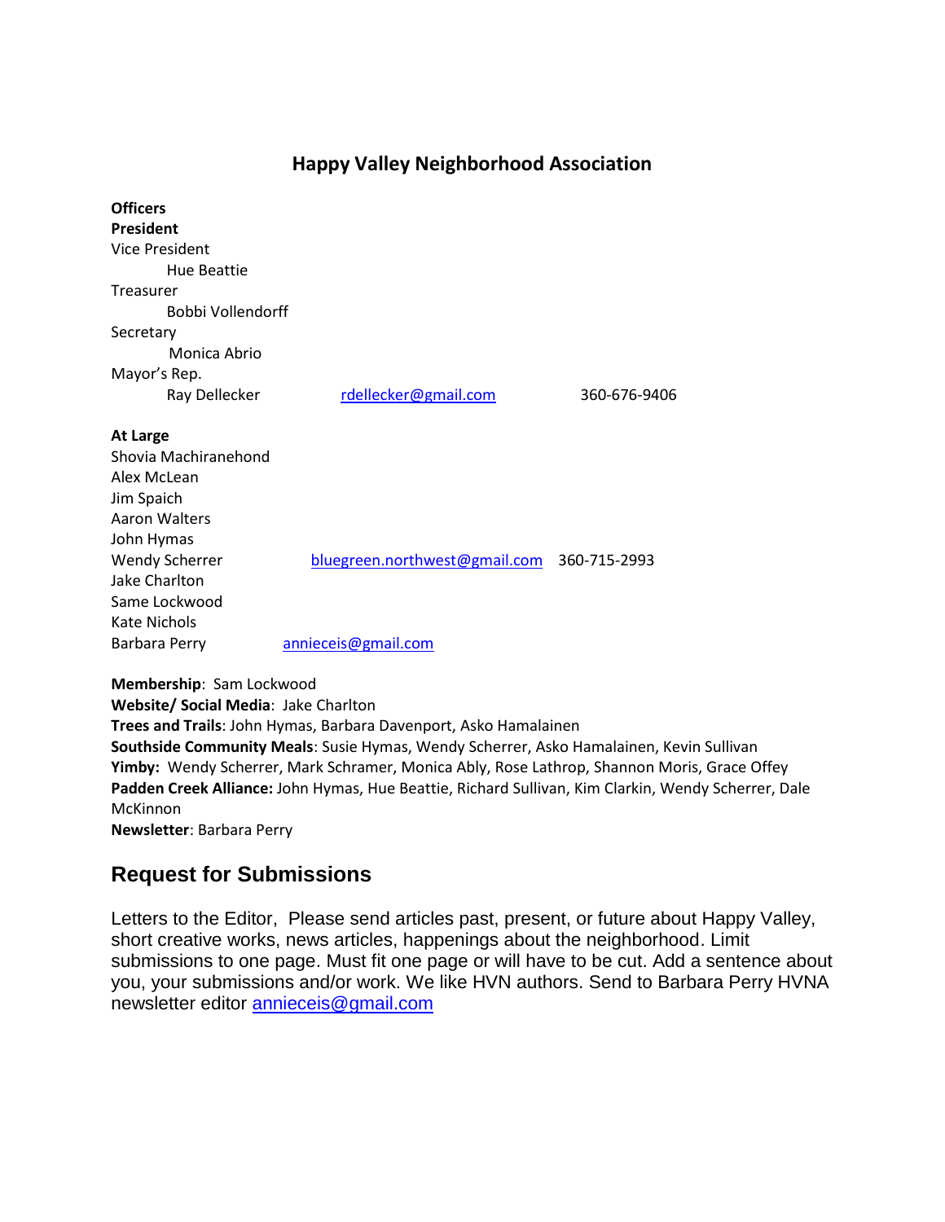## Happy Valley Neighborhood Association

**Officers**

**President**

Vice President

    Hue Beattie

Treasurer

    Bobbi Vollendorff

Secretary

    Monica Abrio

Mayor's Rep.

    Ray Dellecker    rdellecker@gmail.com    360-676-9406

**At Large**

Shovia Machiranehond

Alex McLean

Jim Spaich

Aaron Walters

John Hymas

Wendy Scherrer    bluegreen.northwest@gmail.com    360-715-2993

Jake Charlton

Same Lockwood

Kate Nichols

Barbara Perry    annieceis@gmail.com

**Membership**: Sam Lockwood

**Website/ Social Media**: Jake Charlton

**Trees and Trails**: John Hymas, Barbara Davenport, Asko Hamalainen

**Southside Community Meals**: Susie Hymas, Wendy Scherrer, Asko Hamalainen, Kevin Sullivan

**Yimby:** Wendy Scherrer, Mark Schramer, Monica Ably, Rose Lathrop, Shannon Moris, Grace Offey

**Padden Creek Alliance:** John Hymas, Hue Beattie, Richard Sullivan, Kim Clarkin, Wendy Scherrer, Dale McKinnon

**Newsletter**: Barbara Perry

## Request for Submissions

Letters to the Editor, Please send articles past, present, or future about Happy Valley, short creative works, news articles, happenings about the neighborhood. Limit submissions to one page. Must fit one page or will have to be cut. Add a sentence about you, your submissions and/or work. We like HVN authors. Send to Barbara Perry HVNA newsletter editor annieceis@gmail.com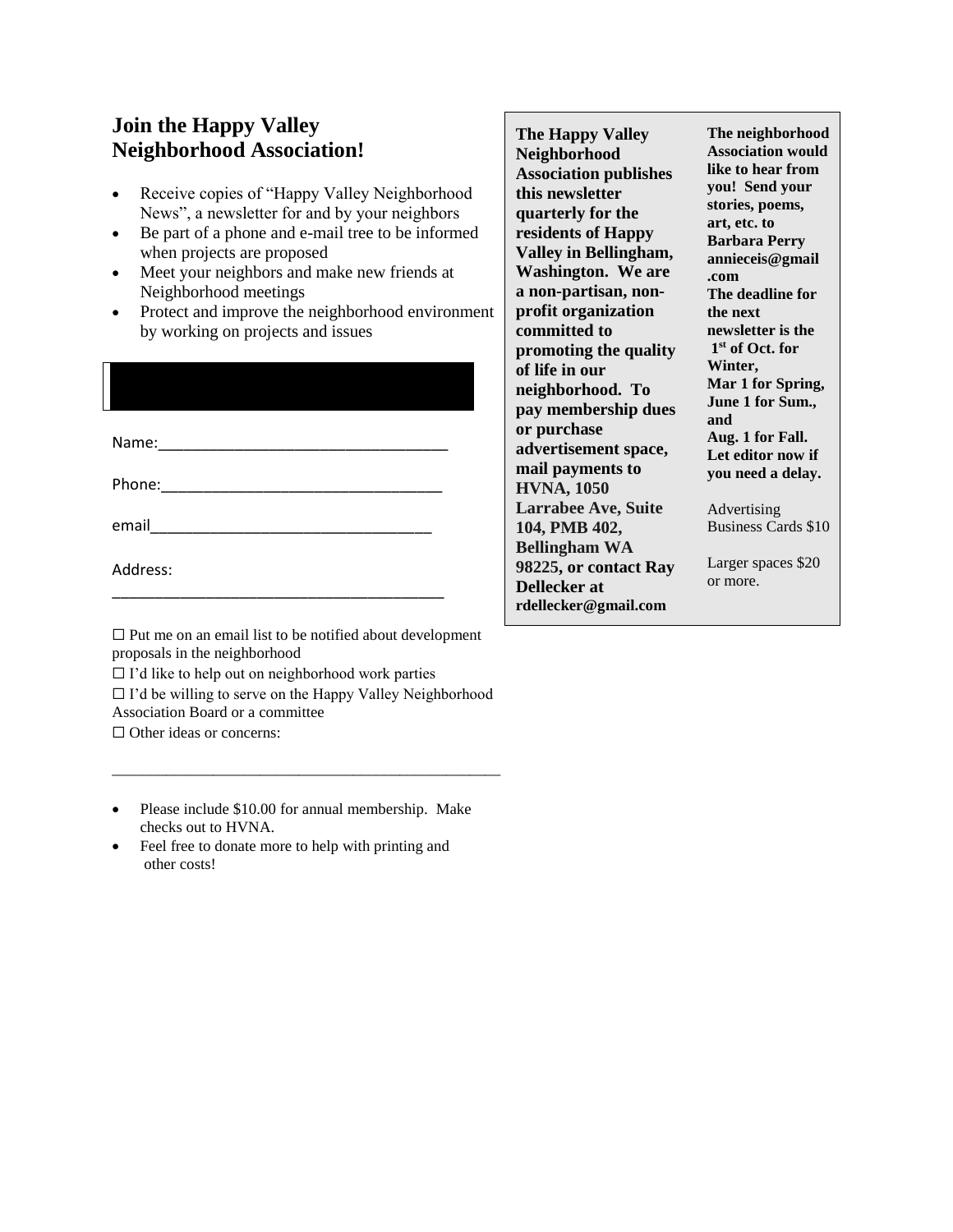## Join the Happy Valley Neighborhood Association!

- Receive copies of "Happy Valley Neighborhood News", a newsletter for and by your neighbors
- Be part of a phone and e-mail tree to be informed when projects are proposed
- Meet your neighbors and make new friends at Neighborhood meetings
- Protect and improve the neighborhood environment by working on projects and issues

Name:___________________________________

Phone:__________________________________

email___________________________________

Address:

________________________________________

☐ Put me on an email list to be notified about development proposals in the neighborhood

☐ I'd like to help out on neighborhood work parties

☐ I'd be willing to serve on the Happy Valley Neighborhood Association Board or a committee

☐ Other ideas or concerns:

__________________________________________________

- Please include $10.00 for annual membership. Make checks out to HVNA.
- Feel free to donate more to help with printing and other costs!

**The Happy Valley Neighborhood Association publishes this newsletter quarterly for the residents of Happy Valley in Bellingham, Washington. We are a non-partisan, non-profit organization committed to promoting the quality of life in our neighborhood. To pay membership dues or purchase advertisement space, mail payments to HVNA, 1050 Larrabee Ave, Suite 104, PMB 402, Bellingham WA 98225, or contact Ray Dellecker at rdellecker@gmail.com**

**The neighborhood Association would like to hear from you! Send your stories, poems, art, etc. to Barbara Perry annieceis@gmail.com**
**The deadline for the next newsletter is the 1st of Oct. for Winter, Mar 1 for Spring, June 1 for Sum., and Aug. 1 for Fall. Let editor now if you need a delay.**

Advertising
Business Cards $10

Larger spaces $20 or more.